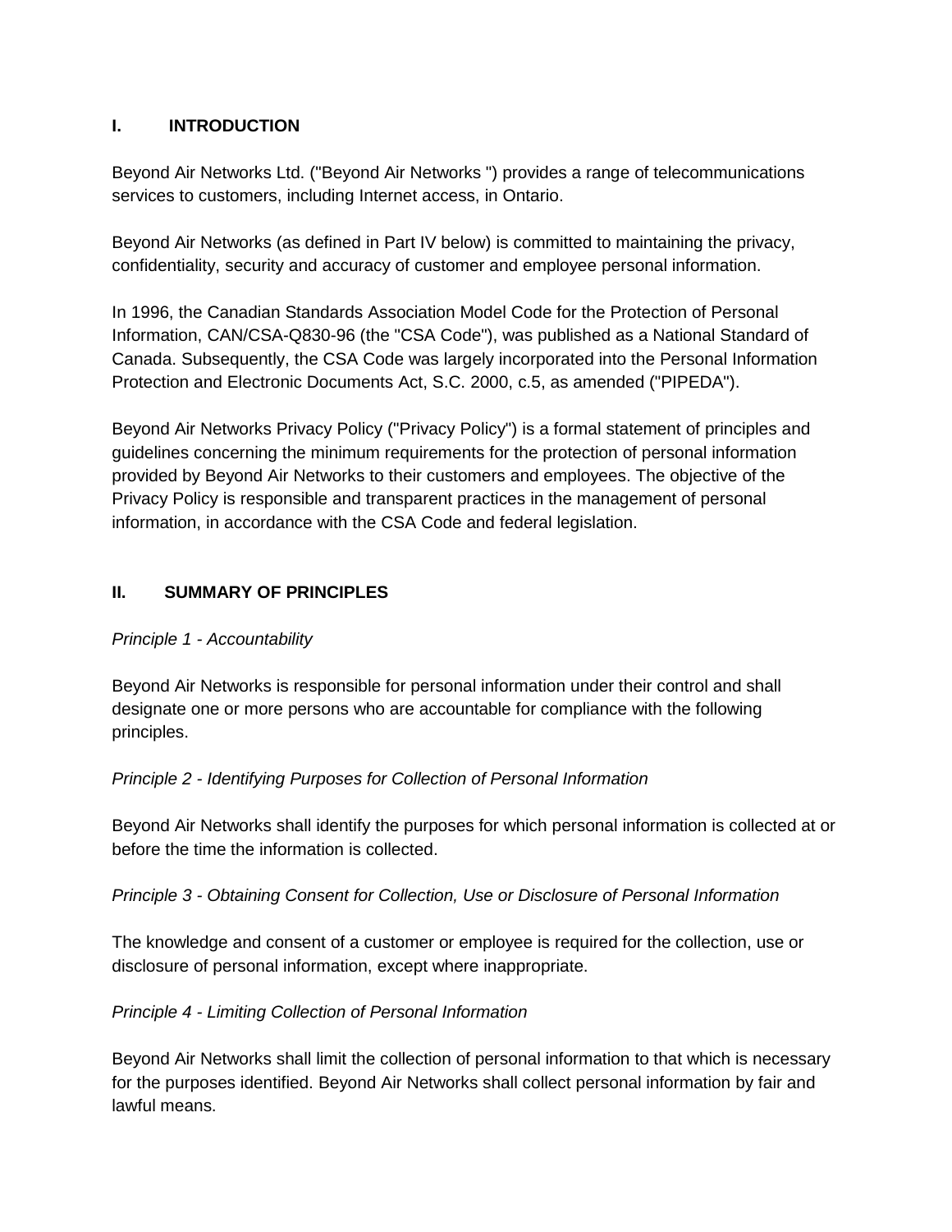## I. INTRODUCTION

Beyond Air Networks Ltd. ("Beyond Air Networks ") provides a range of telecommunications services to customers, including Internet access, in Ontario.

Beyond Air Networks (as defined in Part IV below) is committed to maintaining the privacy, confidentiality, security and accuracy of customer and employee personal information.

In 1996, the Canadian Standards Association Model Code for the Protection of Personal Information, CAN/CSA-Q830-96 (the "CSA Code"), was published as a National Standard of Canada. Subsequently, the CSA Code was largely incorporated into the Personal Information Protection and Electronic Documents Act, S.C. 2000, c.5, as amended ("PIPEDA").

Beyond Air Networks Privacy Policy ("Privacy Policy") is a formal statement of principles and guidelines concerning the minimum requirements for the protection of personal information provided by Beyond Air Networks to their customers and employees. The objective of the Privacy Policy is responsible and transparent practices in the management of personal information, in accordance with the CSA Code and federal legislation.

## II. SUMMARY OF PRINCIPLES

*Principle 1 - Accountability*

Beyond Air Networks is responsible for personal information under their control and shall designate one or more persons who are accountable for compliance with the following principles.

*Principle 2 - Identifying Purposes for Collection of Personal Information*

Beyond Air Networks shall identify the purposes for which personal information is collected at or before the time the information is collected.

*Principle 3 - Obtaining Consent for Collection, Use or Disclosure of Personal Information*

The knowledge and consent of a customer or employee is required for the collection, use or disclosure of personal information, except where inappropriate.

*Principle 4 - Limiting Collection of Personal Information*

Beyond Air Networks shall limit the collection of personal information to that which is necessary for the purposes identified. Beyond Air Networks shall collect personal information by fair and lawful means.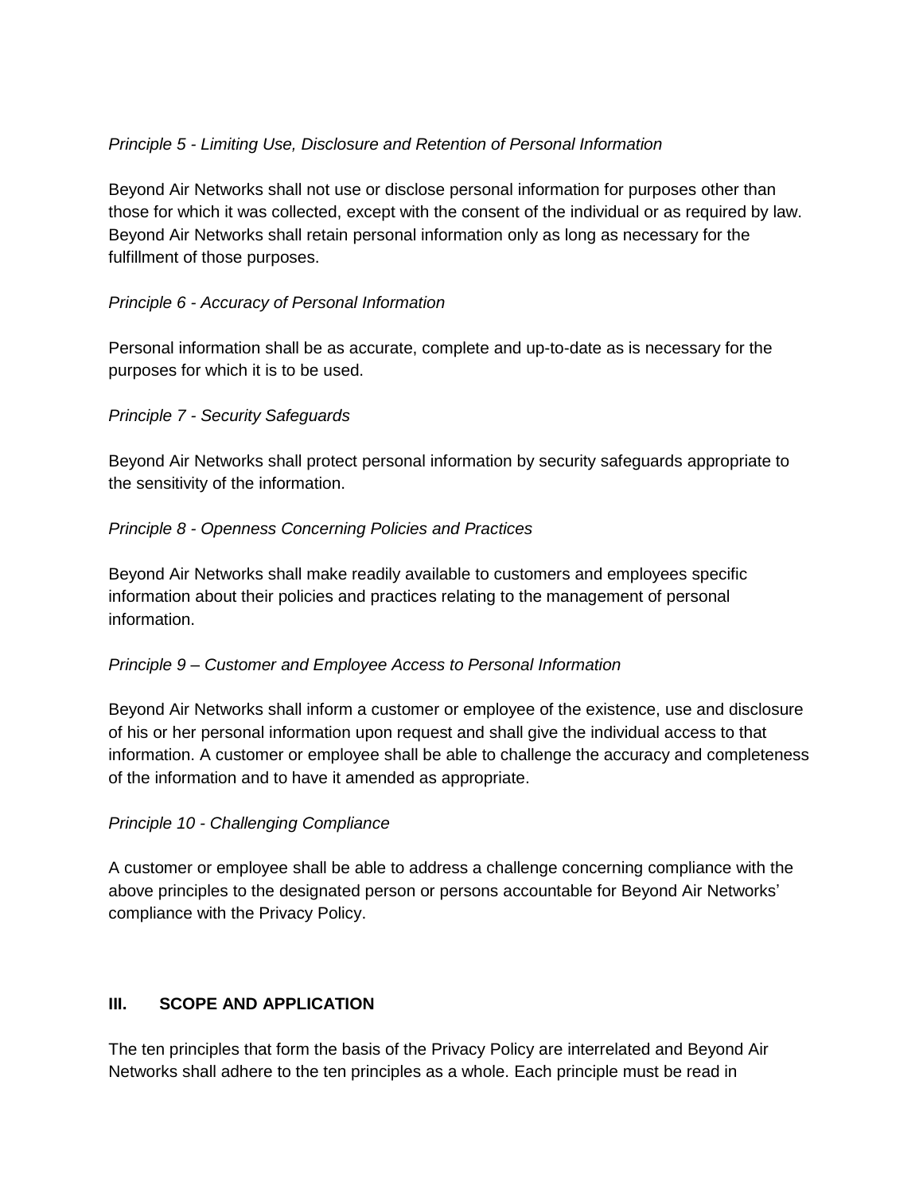*Principle 5 - Limiting Use, Disclosure and Retention of Personal Information*

Beyond Air Networks shall not use or disclose personal information for purposes other than those for which it was collected, except with the consent of the individual or as required by law. Beyond Air Networks shall retain personal information only as long as necessary for the fulfillment of those purposes.

*Principle 6 - Accuracy of Personal Information*

Personal information shall be as accurate, complete and up-to-date as is necessary for the purposes for which it is to be used.

*Principle 7 - Security Safeguards*

Beyond Air Networks shall protect personal information by security safeguards appropriate to the sensitivity of the information.

*Principle 8 - Openness Concerning Policies and Practices*

Beyond Air Networks shall make readily available to customers and employees specific information about their policies and practices relating to the management of personal information.

*Principle 9 – Customer and Employee Access to Personal Information*

Beyond Air Networks shall inform a customer or employee of the existence, use and disclosure of his or her personal information upon request and shall give the individual access to that information. A customer or employee shall be able to challenge the accuracy and completeness of the information and to have it amended as appropriate.

*Principle 10 - Challenging Compliance*

A customer or employee shall be able to address a challenge concerning compliance with the above principles to the designated person or persons accountable for Beyond Air Networks' compliance with the Privacy Policy.

## III. SCOPE AND APPLICATION

The ten principles that form the basis of the Privacy Policy are interrelated and Beyond Air Networks shall adhere to the ten principles as a whole. Each principle must be read in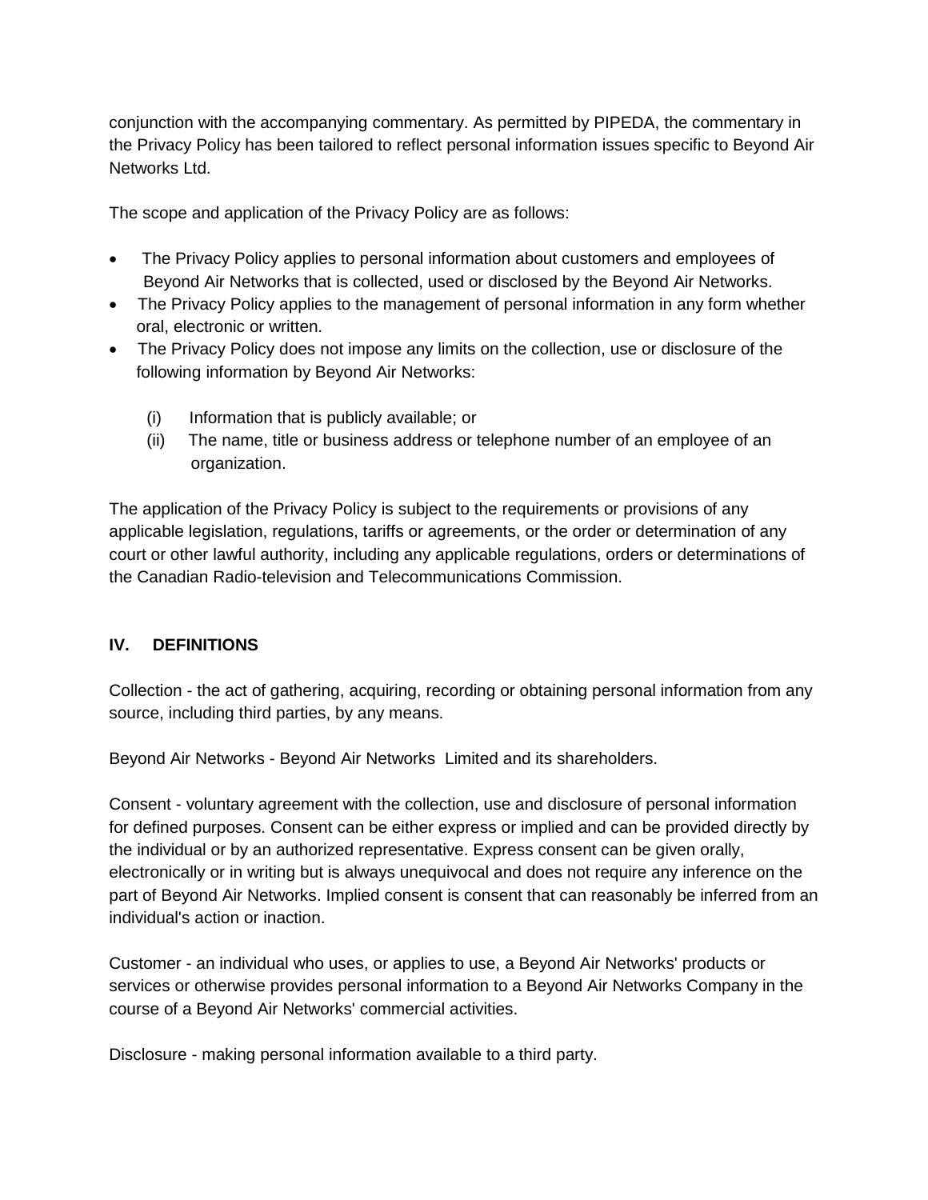conjunction with the accompanying commentary. As permitted by PIPEDA, the commentary in the Privacy Policy has been tailored to reflect personal information issues specific to Beyond Air Networks Ltd.

The scope and application of the Privacy Policy are as follows:

- The Privacy Policy applies to personal information about customers and employees of Beyond Air Networks that is collected, used or disclosed by the Beyond Air Networks.
- The Privacy Policy applies to the management of personal information in any form whether oral, electronic or written.
- The Privacy Policy does not impose any limits on the collection, use or disclosure of the following information by Beyond Air Networks:

  (i) Information that is publicly available; or
  (ii) The name, title or business address or telephone number of an employee of an organization.

The application of the Privacy Policy is subject to the requirements or provisions of any applicable legislation, regulations, tariffs or agreements, or the order or determination of any court or other lawful authority, including any applicable regulations, orders or determinations of the Canadian Radio-television and Telecommunications Commission.

## IV. DEFINITIONS

Collection - the act of gathering, acquiring, recording or obtaining personal information from any source, including third parties, by any means.

Beyond Air Networks - Beyond Air Networks Limited and its shareholders.

Consent - voluntary agreement with the collection, use and disclosure of personal information for defined purposes. Consent can be either express or implied and can be provided directly by the individual or by an authorized representative. Express consent can be given orally, electronically or in writing but is always unequivocal and does not require any inference on the part of Beyond Air Networks. Implied consent is consent that can reasonably be inferred from an individual's action or inaction.

Customer - an individual who uses, or applies to use, a Beyond Air Networks' products or services or otherwise provides personal information to a Beyond Air Networks Company in the course of a Beyond Air Networks' commercial activities.

Disclosure - making personal information available to a third party.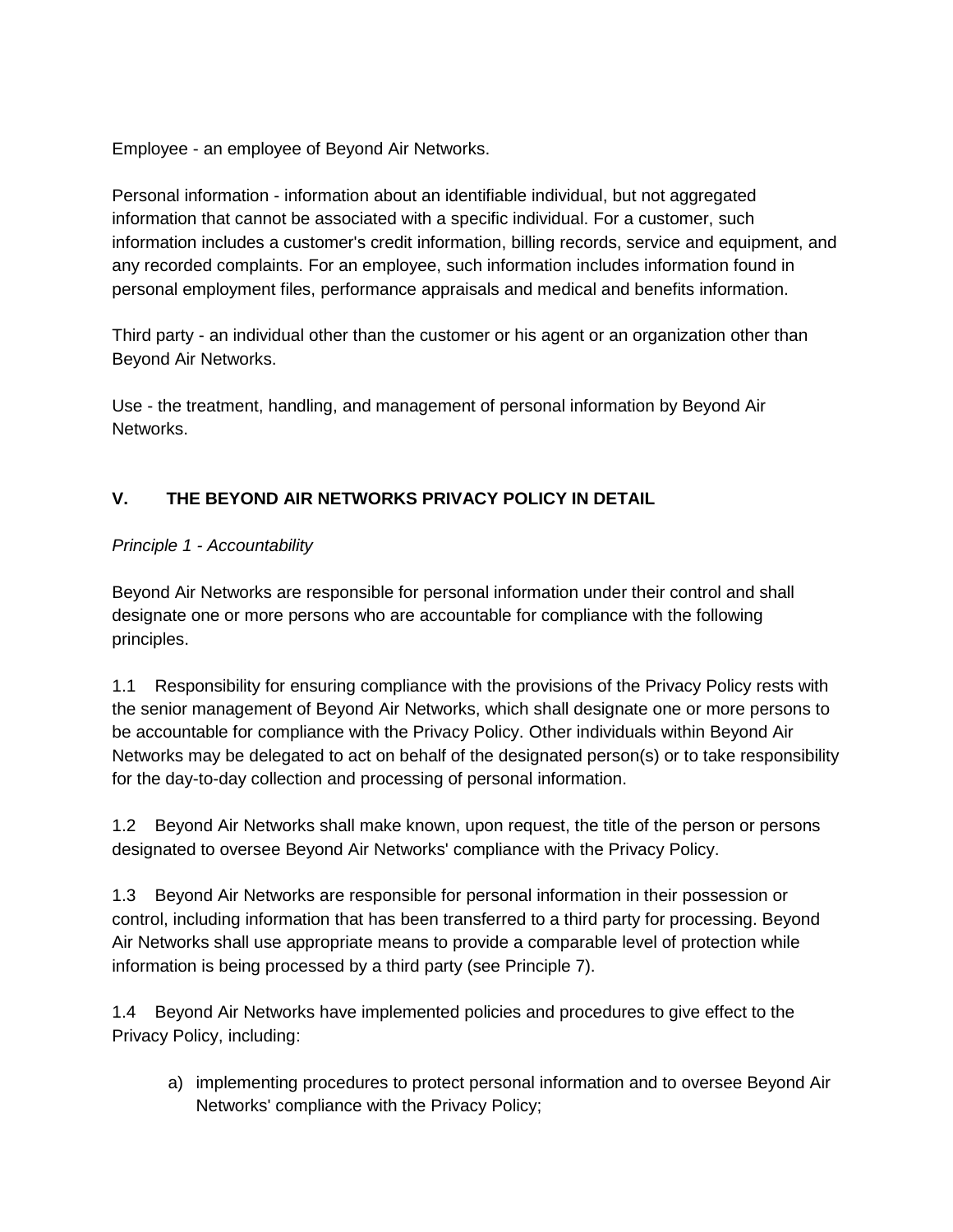Employee - an employee of Beyond Air Networks.

Personal information - information about an identifiable individual, but not aggregated information that cannot be associated with a specific individual. For a customer, such information includes a customer's credit information, billing records, service and equipment, and any recorded complaints. For an employee, such information includes information found in personal employment files, performance appraisals and medical and benefits information.

Third party - an individual other than the customer or his agent or an organization other than Beyond Air Networks.

Use - the treatment, handling, and management of personal information by Beyond Air Networks.

## V. THE BEYOND AIR NETWORKS PRIVACY POLICY IN DETAIL

*Principle 1 - Accountability*

Beyond Air Networks are responsible for personal information under their control and shall designate one or more persons who are accountable for compliance with the following principles.

1.1 Responsibility for ensuring compliance with the provisions of the Privacy Policy rests with the senior management of Beyond Air Networks, which shall designate one or more persons to be accountable for compliance with the Privacy Policy. Other individuals within Beyond Air Networks may be delegated to act on behalf of the designated person(s) or to take responsibility for the day-to-day collection and processing of personal information.

1.2 Beyond Air Networks shall make known, upon request, the title of the person or persons designated to oversee Beyond Air Networks' compliance with the Privacy Policy.

1.3 Beyond Air Networks are responsible for personal information in their possession or control, including information that has been transferred to a third party for processing. Beyond Air Networks shall use appropriate means to provide a comparable level of protection while information is being processed by a third party (see Principle 7).

1.4 Beyond Air Networks have implemented policies and procedures to give effect to the Privacy Policy, including:

a) implementing procedures to protect personal information and to oversee Beyond Air Networks' compliance with the Privacy Policy;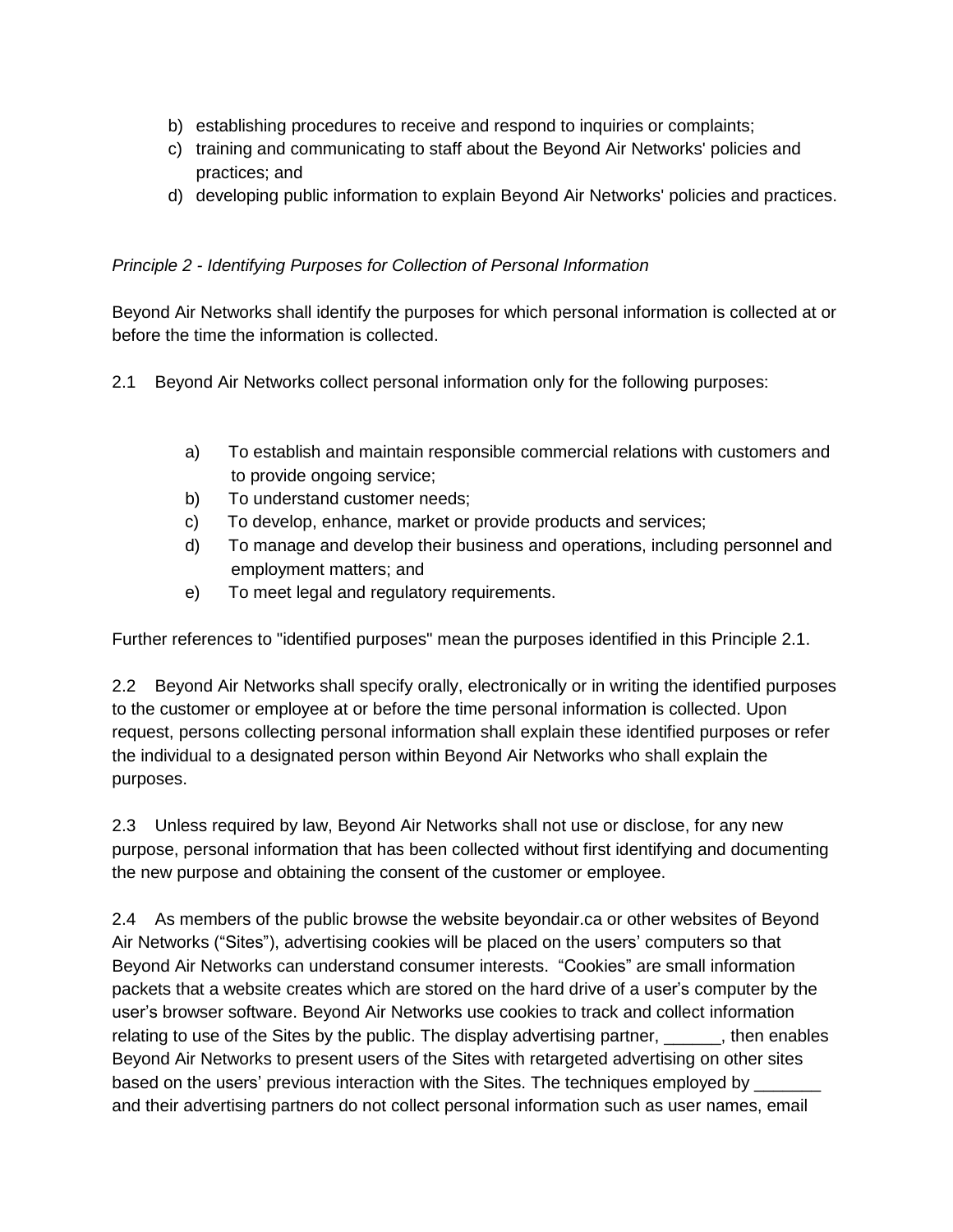b) establishing procedures to receive and respond to inquiries or complaints;
c) training and communicating to staff about the Beyond Air Networks' policies and practices; and
d) developing public information to explain Beyond Air Networks' policies and practices.

*Principle 2 - Identifying Purposes for Collection of Personal Information*

Beyond Air Networks shall identify the purposes for which personal information is collected at or before the time the information is collected.

2.1 Beyond Air Networks collect personal information only for the following purposes:

a) To establish and maintain responsible commercial relations with customers and to provide ongoing service;
b) To understand customer needs;
c) To develop, enhance, market or provide products and services;
d) To manage and develop their business and operations, including personnel and employment matters; and
e) To meet legal and regulatory requirements.

Further references to "identified purposes" mean the purposes identified in this Principle 2.1.

2.2 Beyond Air Networks shall specify orally, electronically or in writing the identified purposes to the customer or employee at or before the time personal information is collected. Upon request, persons collecting personal information shall explain these identified purposes or refer the individual to a designated person within Beyond Air Networks who shall explain the purposes.

2.3 Unless required by law, Beyond Air Networks shall not use or disclose, for any new purpose, personal information that has been collected without first identifying and documenting the new purpose and obtaining the consent of the customer or employee.

2.4 As members of the public browse the website beyondair.ca or other websites of Beyond Air Networks ("Sites"), advertising cookies will be placed on the users' computers so that Beyond Air Networks can understand consumer interests. "Cookies" are small information packets that a website creates which are stored on the hard drive of a user's computer by the user's browser software. Beyond Air Networks use cookies to track and collect information relating to use of the Sites by the public. The display advertising partner, ______, then enables Beyond Air Networks to present users of the Sites with retargeted advertising on other sites based on the users' previous interaction with the Sites. The techniques employed by _______ and their advertising partners do not collect personal information such as user names, email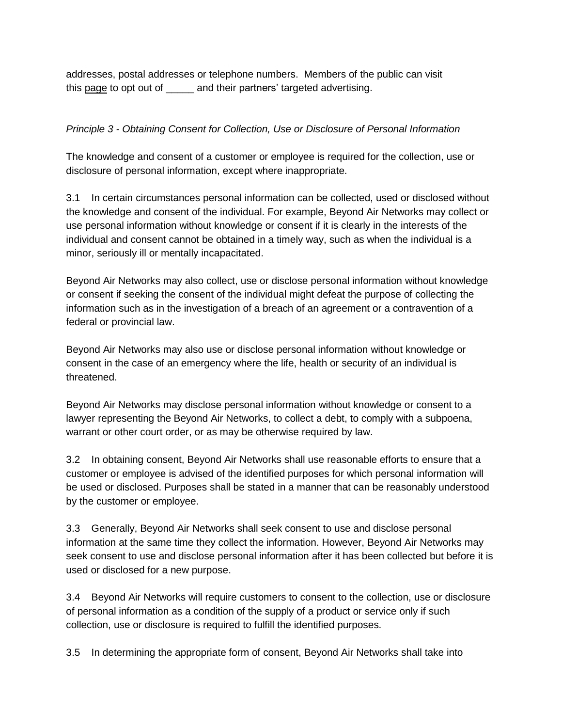addresses, postal addresses or telephone numbers. Members of the public can visit this page to opt out of _____ and their partners' targeted advertising.

*Principle 3 - Obtaining Consent for Collection, Use or Disclosure of Personal Information*

The knowledge and consent of a customer or employee is required for the collection, use or disclosure of personal information, except where inappropriate.

3.1 In certain circumstances personal information can be collected, used or disclosed without the knowledge and consent of the individual. For example, Beyond Air Networks may collect or use personal information without knowledge or consent if it is clearly in the interests of the individual and consent cannot be obtained in a timely way, such as when the individual is a minor, seriously ill or mentally incapacitated.

Beyond Air Networks may also collect, use or disclose personal information without knowledge or consent if seeking the consent of the individual might defeat the purpose of collecting the information such as in the investigation of a breach of an agreement or a contravention of a federal or provincial law.

Beyond Air Networks may also use or disclose personal information without knowledge or consent in the case of an emergency where the life, health or security of an individual is threatened.

Beyond Air Networks may disclose personal information without knowledge or consent to a lawyer representing the Beyond Air Networks, to collect a debt, to comply with a subpoena, warrant or other court order, or as may be otherwise required by law.

3.2 In obtaining consent, Beyond Air Networks shall use reasonable efforts to ensure that a customer or employee is advised of the identified purposes for which personal information will be used or disclosed. Purposes shall be stated in a manner that can be reasonably understood by the customer or employee.

3.3 Generally, Beyond Air Networks shall seek consent to use and disclose personal information at the same time they collect the information. However, Beyond Air Networks may seek consent to use and disclose personal information after it has been collected but before it is used or disclosed for a new purpose.

3.4 Beyond Air Networks will require customers to consent to the collection, use or disclosure of personal information as a condition of the supply of a product or service only if such collection, use or disclosure is required to fulfill the identified purposes.

3.5 In determining the appropriate form of consent, Beyond Air Networks shall take into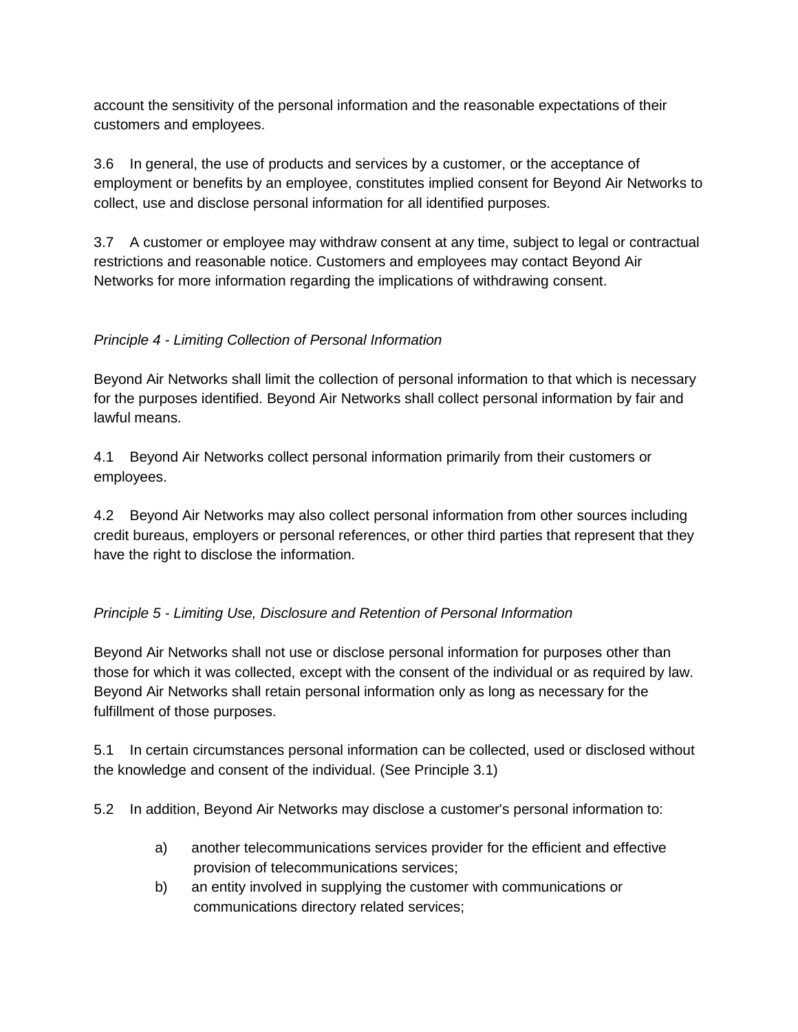account the sensitivity of the personal information and the reasonable expectations of their customers and employees.

3.6 In general, the use of products and services by a customer, or the acceptance of employment or benefits by an employee, constitutes implied consent for Beyond Air Networks to collect, use and disclose personal information for all identified purposes.

3.7 A customer or employee may withdraw consent at any time, subject to legal or contractual restrictions and reasonable notice. Customers and employees may contact Beyond Air Networks for more information regarding the implications of withdrawing consent.

*Principle 4 - Limiting Collection of Personal Information*

Beyond Air Networks shall limit the collection of personal information to that which is necessary for the purposes identified. Beyond Air Networks shall collect personal information by fair and lawful means.

4.1 Beyond Air Networks collect personal information primarily from their customers or employees.

4.2 Beyond Air Networks may also collect personal information from other sources including credit bureaus, employers or personal references, or other third parties that represent that they have the right to disclose the information.

*Principle 5 - Limiting Use, Disclosure and Retention of Personal Information*

Beyond Air Networks shall not use or disclose personal information for purposes other than those for which it was collected, except with the consent of the individual or as required by law. Beyond Air Networks shall retain personal information only as long as necessary for the fulfillment of those purposes.

5.1 In certain circumstances personal information can be collected, used or disclosed without the knowledge and consent of the individual. (See Principle 3.1)

5.2 In addition, Beyond Air Networks may disclose a customer's personal information to:

- a) another telecommunications services provider for the efficient and effective provision of telecommunications services;
- b) an entity involved in supplying the customer with communications or communications directory related services;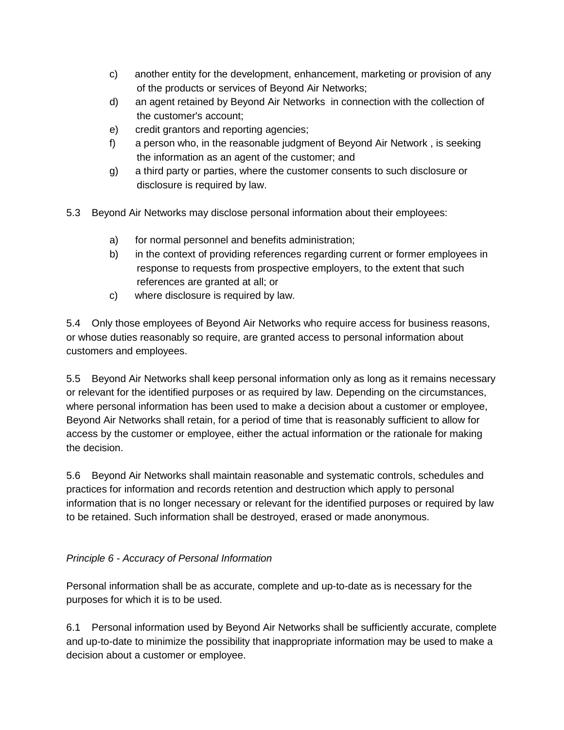c) another entity for the development, enhancement, marketing or provision of any of the products or services of Beyond Air Networks;
d) an agent retained by Beyond Air Networks in connection with the collection of the customer's account;
e) credit grantors and reporting agencies;
f) a person who, in the reasonable judgment of Beyond Air Network , is seeking the information as an agent of the customer; and
g) a third party or parties, where the customer consents to such disclosure or disclosure is required by law.

5.3 Beyond Air Networks may disclose personal information about their employees:

a) for normal personnel and benefits administration;
b) in the context of providing references regarding current or former employees in response to requests from prospective employers, to the extent that such references are granted at all; or
c) where disclosure is required by law.

5.4 Only those employees of Beyond Air Networks who require access for business reasons, or whose duties reasonably so require, are granted access to personal information about customers and employees.

5.5 Beyond Air Networks shall keep personal information only as long as it remains necessary or relevant for the identified purposes or as required by law. Depending on the circumstances, where personal information has been used to make a decision about a customer or employee, Beyond Air Networks shall retain, for a period of time that is reasonably sufficient to allow for access by the customer or employee, either the actual information or the rationale for making the decision.

5.6 Beyond Air Networks shall maintain reasonable and systematic controls, schedules and practices for information and records retention and destruction which apply to personal information that is no longer necessary or relevant for the identified purposes or required by law to be retained. Such information shall be destroyed, erased or made anonymous.

*Principle 6 - Accuracy of Personal Information*

Personal information shall be as accurate, complete and up-to-date as is necessary for the purposes for which it is to be used.

6.1 Personal information used by Beyond Air Networks shall be sufficiently accurate, complete and up-to-date to minimize the possibility that inappropriate information may be used to make a decision about a customer or employee.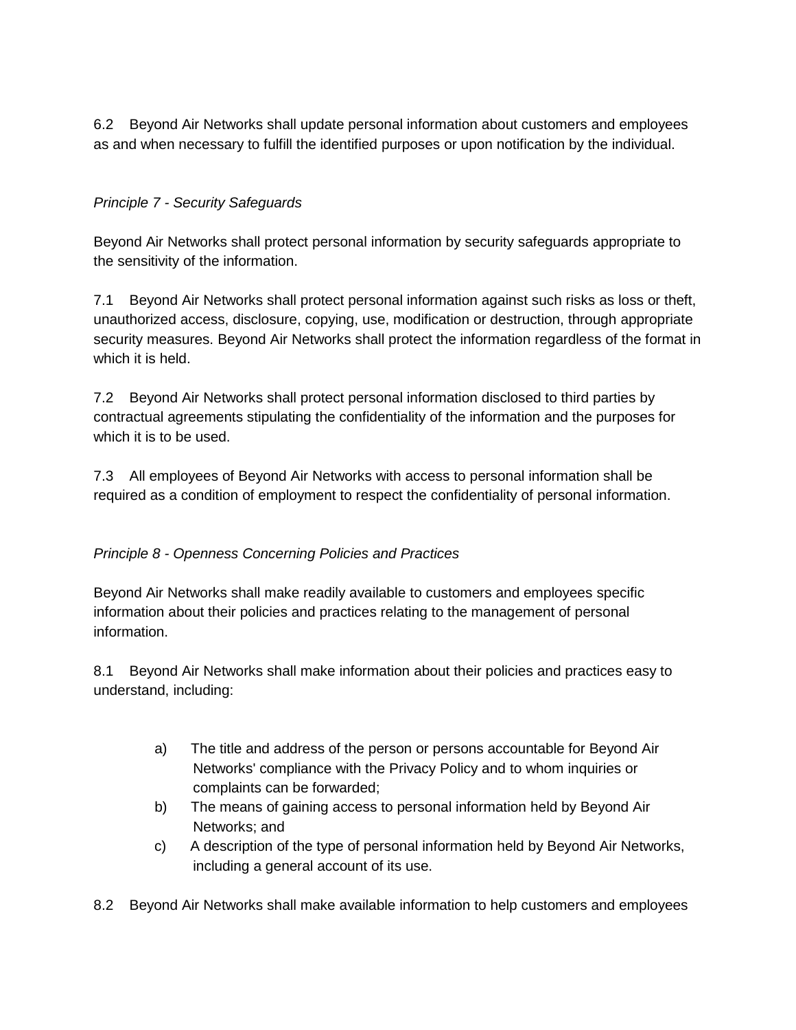6.2 Beyond Air Networks shall update personal information about customers and employees as and when necessary to fulfill the identified purposes or upon notification by the individual.

*Principle 7 - Security Safeguards*

Beyond Air Networks shall protect personal information by security safeguards appropriate to the sensitivity of the information.

7.1 Beyond Air Networks shall protect personal information against such risks as loss or theft, unauthorized access, disclosure, copying, use, modification or destruction, through appropriate security measures. Beyond Air Networks shall protect the information regardless of the format in which it is held.

7.2 Beyond Air Networks shall protect personal information disclosed to third parties by contractual agreements stipulating the confidentiality of the information and the purposes for which it is to be used.

7.3 All employees of Beyond Air Networks with access to personal information shall be required as a condition of employment to respect the confidentiality of personal information.

*Principle 8 - Openness Concerning Policies and Practices*

Beyond Air Networks shall make readily available to customers and employees specific information about their policies and practices relating to the management of personal information.

8.1 Beyond Air Networks shall make information about their policies and practices easy to understand, including:

a) The title and address of the person or persons accountable for Beyond Air Networks' compliance with the Privacy Policy and to whom inquiries or complaints can be forwarded;
b) The means of gaining access to personal information held by Beyond Air Networks; and
c) A description of the type of personal information held by Beyond Air Networks, including a general account of its use.

8.2 Beyond Air Networks shall make available information to help customers and employees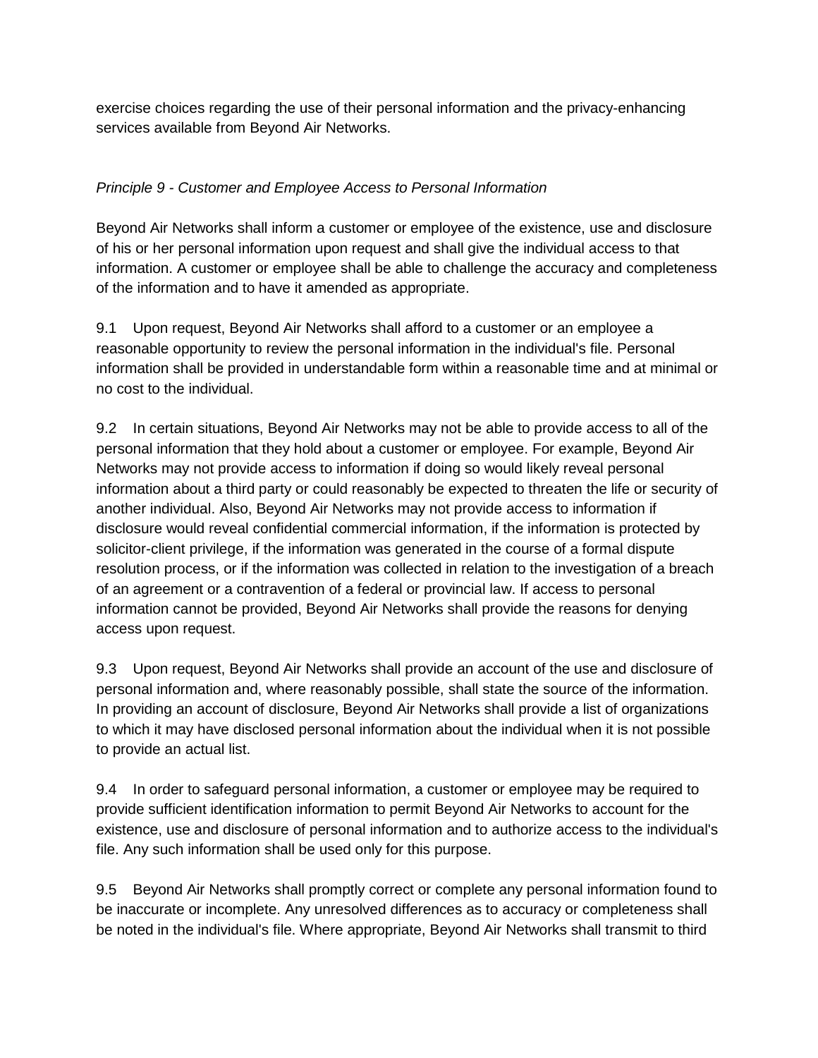exercise choices regarding the use of their personal information and the privacy-enhancing services available from Beyond Air Networks.

*Principle 9 - Customer and Employee Access to Personal Information*

Beyond Air Networks shall inform a customer or employee of the existence, use and disclosure of his or her personal information upon request and shall give the individual access to that information. A customer or employee shall be able to challenge the accuracy and completeness of the information and to have it amended as appropriate.

9.1 Upon request, Beyond Air Networks shall afford to a customer or an employee a reasonable opportunity to review the personal information in the individual's file. Personal information shall be provided in understandable form within a reasonable time and at minimal or no cost to the individual.

9.2 In certain situations, Beyond Air Networks may not be able to provide access to all of the personal information that they hold about a customer or employee. For example, Beyond Air Networks may not provide access to information if doing so would likely reveal personal information about a third party or could reasonably be expected to threaten the life or security of another individual. Also, Beyond Air Networks may not provide access to information if disclosure would reveal confidential commercial information, if the information is protected by solicitor-client privilege, if the information was generated in the course of a formal dispute resolution process, or if the information was collected in relation to the investigation of a breach of an agreement or a contravention of a federal or provincial law. If access to personal information cannot be provided, Beyond Air Networks shall provide the reasons for denying access upon request.

9.3 Upon request, Beyond Air Networks shall provide an account of the use and disclosure of personal information and, where reasonably possible, shall state the source of the information. In providing an account of disclosure, Beyond Air Networks shall provide a list of organizations to which it may have disclosed personal information about the individual when it is not possible to provide an actual list.

9.4 In order to safeguard personal information, a customer or employee may be required to provide sufficient identification information to permit Beyond Air Networks to account for the existence, use and disclosure of personal information and to authorize access to the individual's file. Any such information shall be used only for this purpose.

9.5 Beyond Air Networks shall promptly correct or complete any personal information found to be inaccurate or incomplete. Any unresolved differences as to accuracy or completeness shall be noted in the individual's file. Where appropriate, Beyond Air Networks shall transmit to third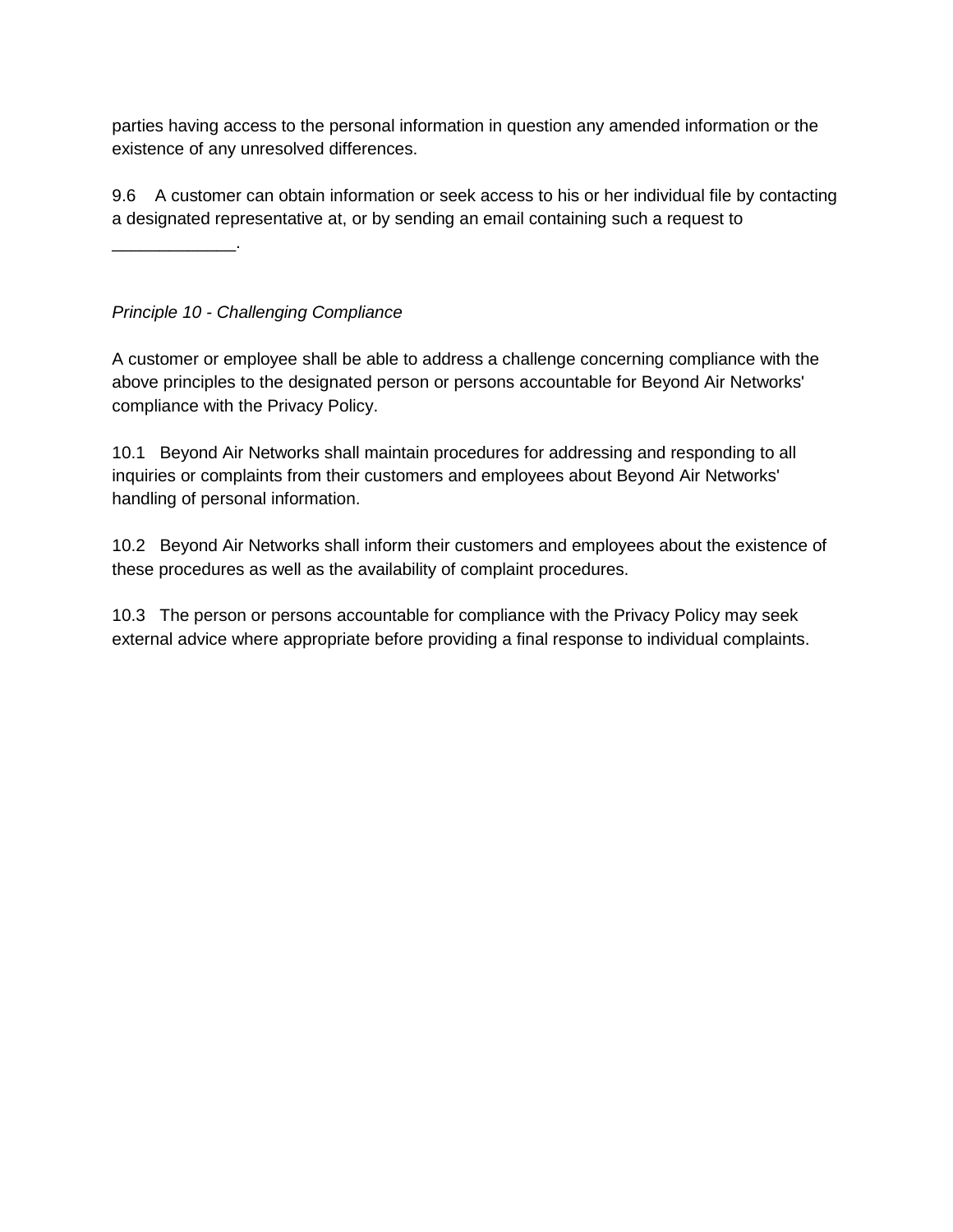parties having access to the personal information in question any amended information or the existence of any unresolved differences.

9.6 A customer can obtain information or seek access to his or her individual file by contacting a designated representative at, or by sending an email containing such a request to _____________.

*Principle 10 - Challenging Compliance*

A customer or employee shall be able to address a challenge concerning compliance with the above principles to the designated person or persons accountable for Beyond Air Networks' compliance with the Privacy Policy.

10.1 Beyond Air Networks shall maintain procedures for addressing and responding to all inquiries or complaints from their customers and employees about Beyond Air Networks' handling of personal information.

10.2 Beyond Air Networks shall inform their customers and employees about the existence of these procedures as well as the availability of complaint procedures.

10.3 The person or persons accountable for compliance with the Privacy Policy may seek external advice where appropriate before providing a final response to individual complaints.